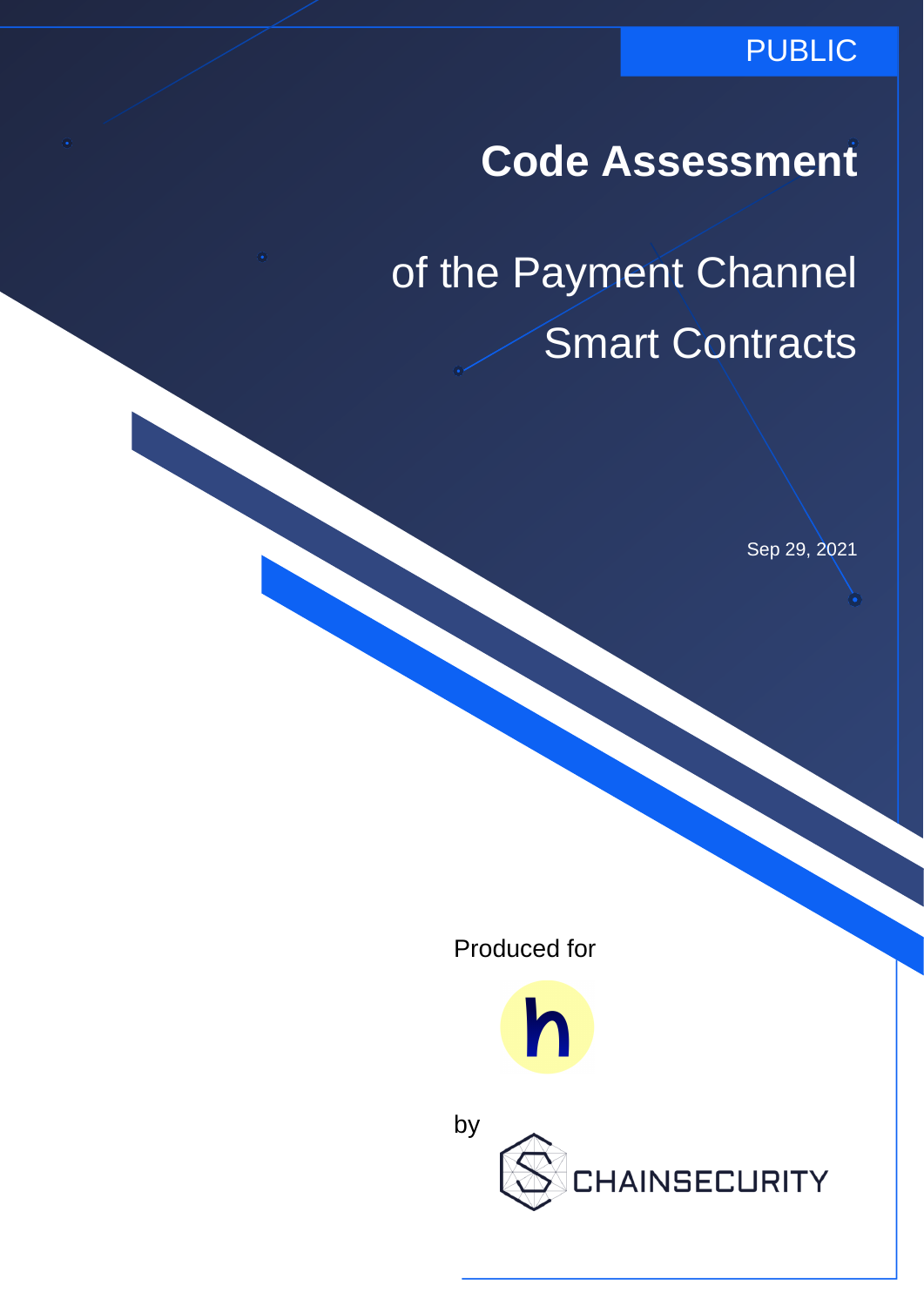PUBLIC

# Code Assessment

## of the Payment Channel Smart Contracts

Sep 29, 2021

Produced for

by

CHAINSECURITY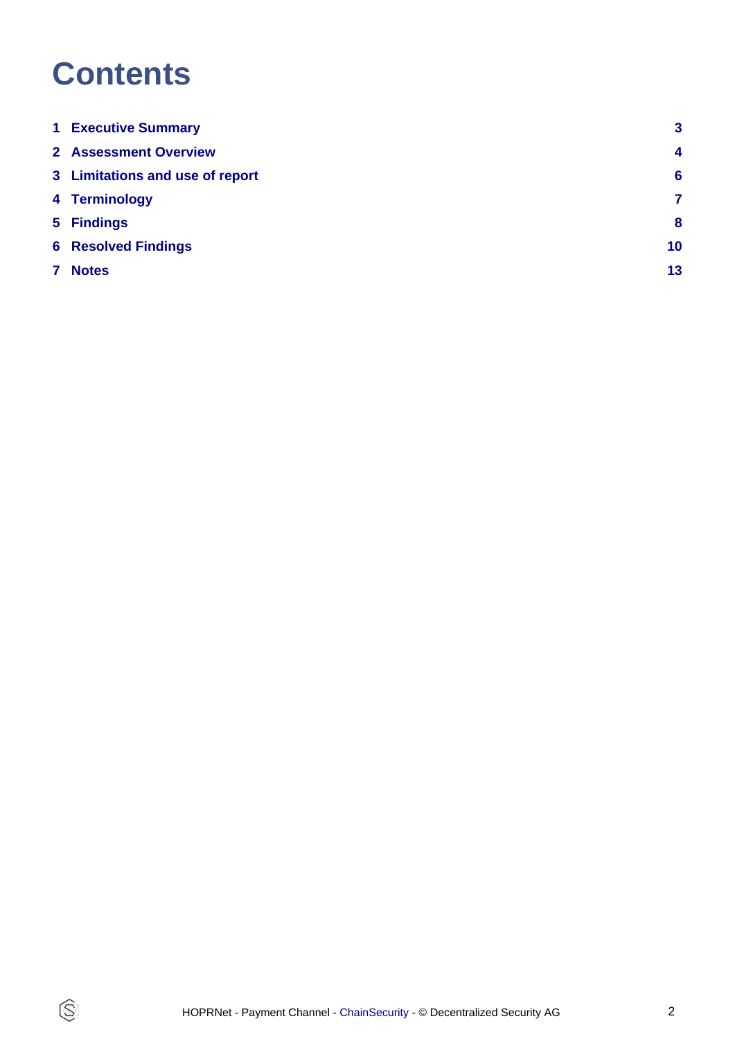# Contents

| | | |
|---|---|---|
| 1 | Executive Summary | 3 |
| 2 | Assessment Overview | 4 |
| 3 | Limitations and use of report | 6 |
| 4 | Terminology | 7 |
| 5 | Findings | 8 |
| 6 | Resolved Findings | 10 |
| 7 | Notes | 13 |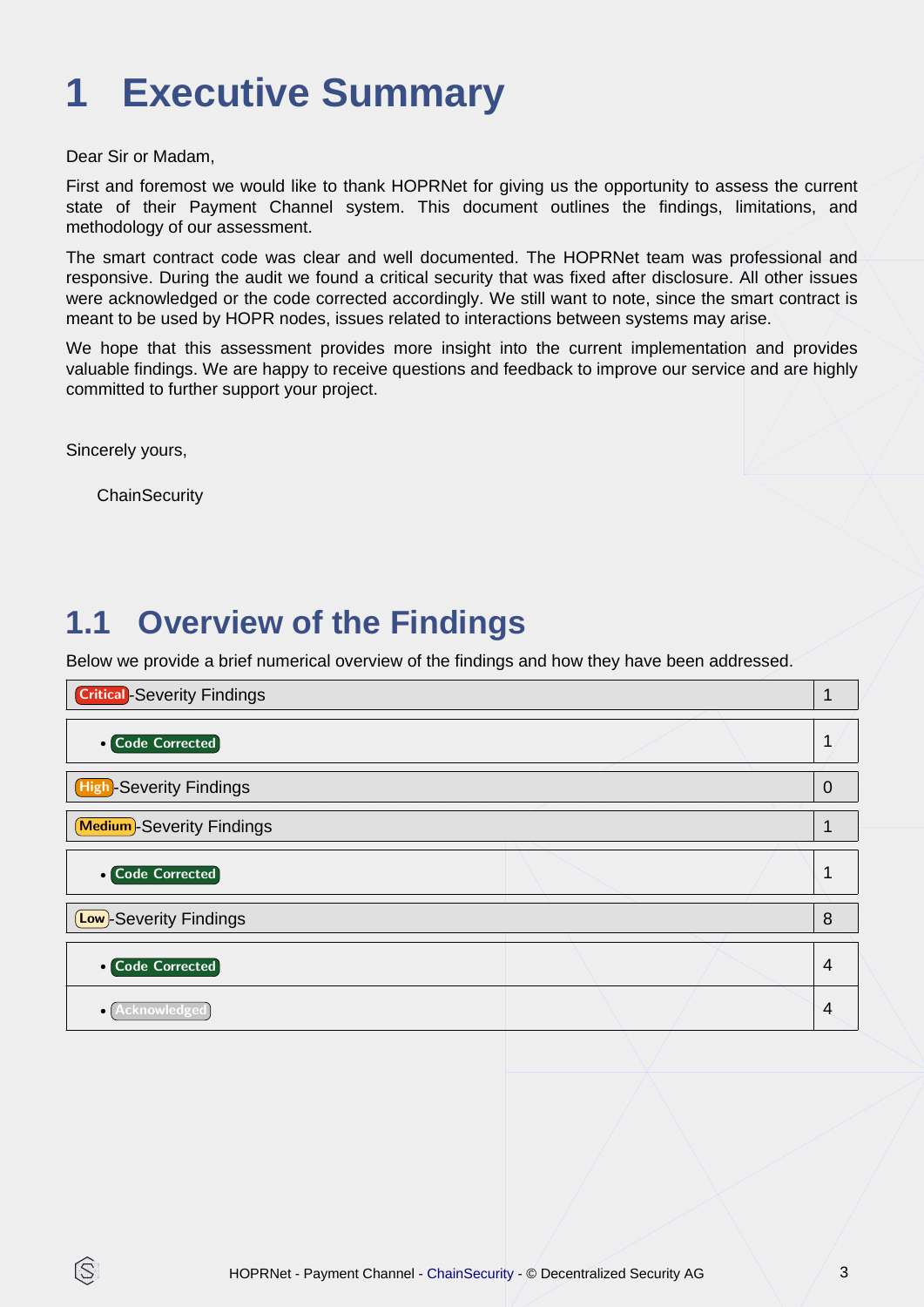# 1 Executive Summary

Dear Sir or Madam,

First and foremost we would like to thank HOPRNet for giving us the opportunity to assess the current state of their Payment Channel system. This document outlines the findings, limitations, and methodology of our assessment.

The smart contract code was clear and well documented. The HOPRNet team was professional and responsive. During the audit we found a critical security that was fixed after disclosure. All other issues were acknowledged or the code corrected accordingly. We still want to note, since the smart contract is meant to be used by HOPR nodes, issues related to interactions between systems may arise.

We hope that this assessment provides more insight into the current implementation and provides valuable findings. We are happy to receive questions and feedback to improve our service and are highly committed to further support your project.

Sincerely yours,

ChainSecurity

## 1.1 Overview of the Findings

Below we provide a brief numerical overview of the findings and how they have been addressed.

| Severity | Count |
|---|---|
| Critical-Severity Findings | 1 |
| • Code Corrected | 1 |
| High-Severity Findings | 0 |
| Medium-Severity Findings | 1 |
| • Code Corrected | 1 |
| Low-Severity Findings | 8 |
| • Code Corrected | 4 |
| • Acknowledged | 4 |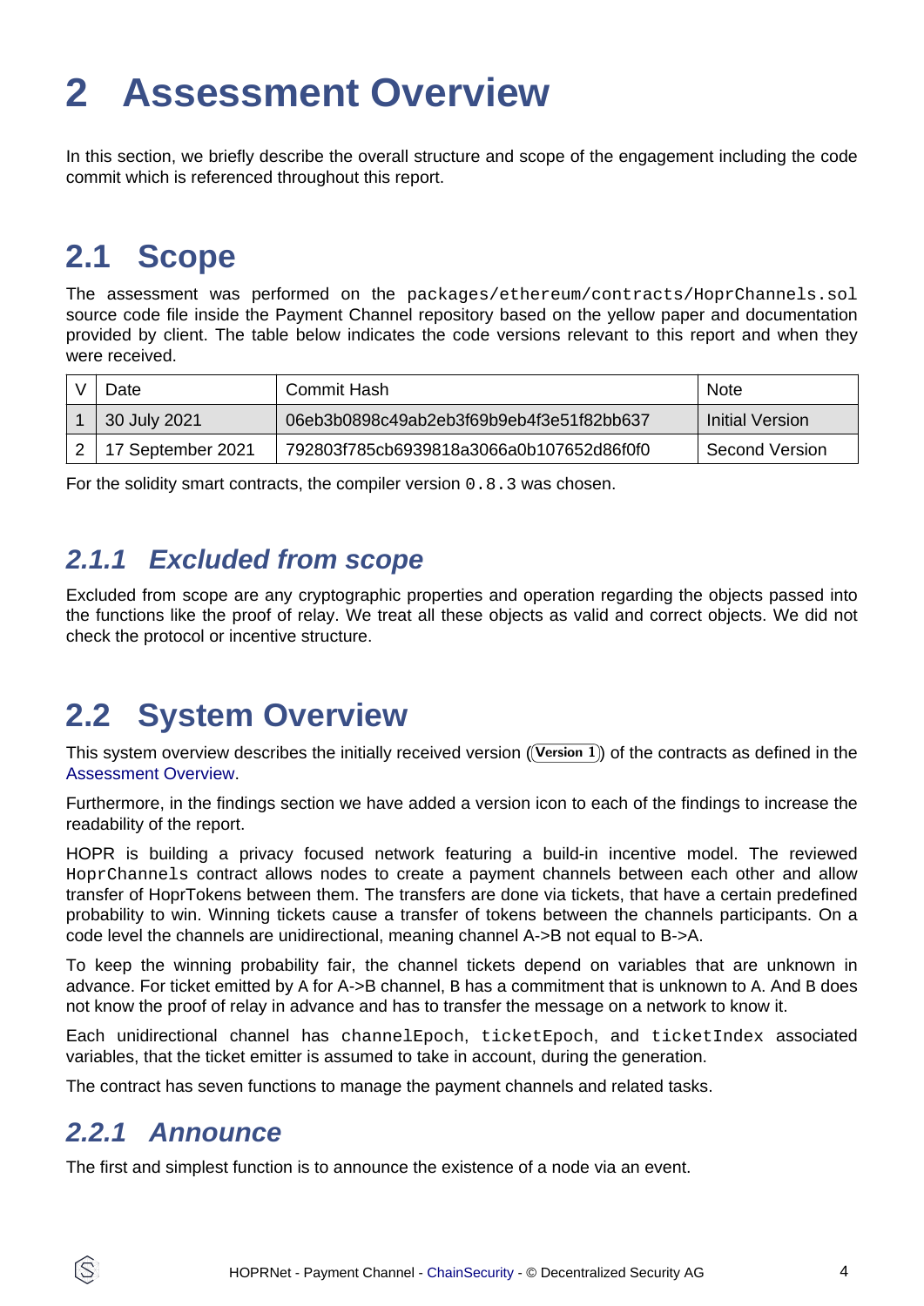# 2 Assessment Overview

In this section, we briefly describe the overall structure and scope of the engagement including the code commit which is referenced throughout this report.

## 2.1 Scope

The assessment was performed on the `packages/ethereum/contracts/HoprChannels.sol` source code file inside the Payment Channel repository based on the yellow paper and documentation provided by client. The table below indicates the code versions relevant to this report and when they were received.

| V | Date | Commit Hash | Note |
|---|---|---|---|
| 1 | 30 July 2021 | 06eb3b0898c49ab2eb3f69b9eb4f3e51f82bb637 | Initial Version |
| 2 | 17 September 2021 | 792803f785cb6939818a3066a0b107652d86f0f0 | Second Version |

For the solidity smart contracts, the compiler version `0.8.3` was chosen.

### *2.1.1 Excluded from scope*

Excluded from scope are any cryptographic properties and operation regarding the objects passed into the functions like the proof of relay. We treat all these objects as valid and correct objects. We did not check the protocol or incentive structure.

## 2.2 System Overview

This system overview describes the initially received version (**Version 1**) of the contracts as defined in the Assessment Overview.

Furthermore, in the findings section we have added a version icon to each of the findings to increase the readability of the report.

HOPR is building a privacy focused network featuring a build-in incentive model. The reviewed `HoprChannels` contract allows nodes to create a payment channels between each other and allow transfer of HoprTokens between them. The transfers are done via tickets, that have a certain predefined probability to win. Winning tickets cause a transfer of tokens between the channels participants. On a code level the channels are unidirectional, meaning channel A->B not equal to B->A.

To keep the winning probability fair, the channel tickets depend on variables that are unknown in advance. For ticket emitted by `A` for A->B channel, `B` has a commitment that is unknown to `A`. And `B` does not know the proof of relay in advance and has to transfer the message on a network to know it.

Each unidirectional channel has `channelEpoch`, `ticketEpoch`, and `ticketIndex` associated variables, that the ticket emitter is assumed to take in account, during the generation.

The contract has seven functions to manage the payment channels and related tasks.

### *2.2.1 Announce*

The first and simplest function is to announce the existence of a node via an event.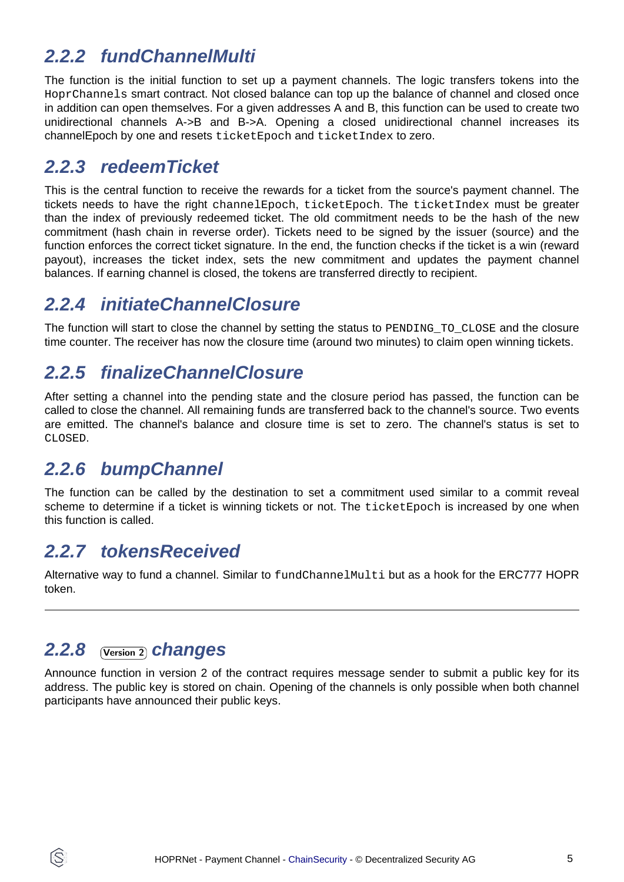### 2.2.2 fundChannelMulti

The function is the initial function to set up a payment channels. The logic transfers tokens into the `HoprChannels` smart contract. Not closed balance can top up the balance of channel and closed once in addition can open themselves. For a given addresses A and B, this function can be used to create two unidirectional channels A->B and B->A. Opening a closed unidirectional channel increases its channelEpoch by one and resets `ticketEpoch` and `ticketIndex` to zero.

### 2.2.3 redeemTicket

This is the central function to receive the rewards for a ticket from the source's payment channel. The tickets needs to have the right `channelEpoch`, `ticketEpoch`. The `ticketIndex` must be greater than the index of previously redeemed ticket. The old commitment needs to be the hash of the new commitment (hash chain in reverse order). Tickets need to be signed by the issuer (source) and the function enforces the correct ticket signature. In the end, the function checks if the ticket is a win (reward payout), increases the ticket index, sets the new commitment and updates the payment channel balances. If earning channel is closed, the tokens are transferred directly to recipient.

### 2.2.4 initiateChannelClosure

The function will start to close the channel by setting the status to `PENDING_TO_CLOSE` and the closure time counter. The receiver has now the closure time (around two minutes) to claim open winning tickets.

### 2.2.5 finalizeChannelClosure

After setting a channel into the pending state and the closure period has passed, the function can be called to close the channel. All remaining funds are transferred back to the channel's source. Two events are emitted. The channel's balance and closure time is set to zero. The channel's status is set to `CLOSED`.

### 2.2.6 bumpChannel

The function can be called by the destination to set a commitment used similar to a commit reveal scheme to determine if a ticket is winning tickets or not. The `ticketEpoch` is increased by one when this function is called.

### 2.2.7 tokensReceived

Alternative way to fund a channel. Similar to `fundChannelMulti` but as a hook for the ERC777 HOPR token.

---

### 2.2.8 (Version 2) changes

Announce function in version 2 of the contract requires message sender to submit a public key for its address. The public key is stored on chain. Opening of the channels is only possible when both channel participants have announced their public keys.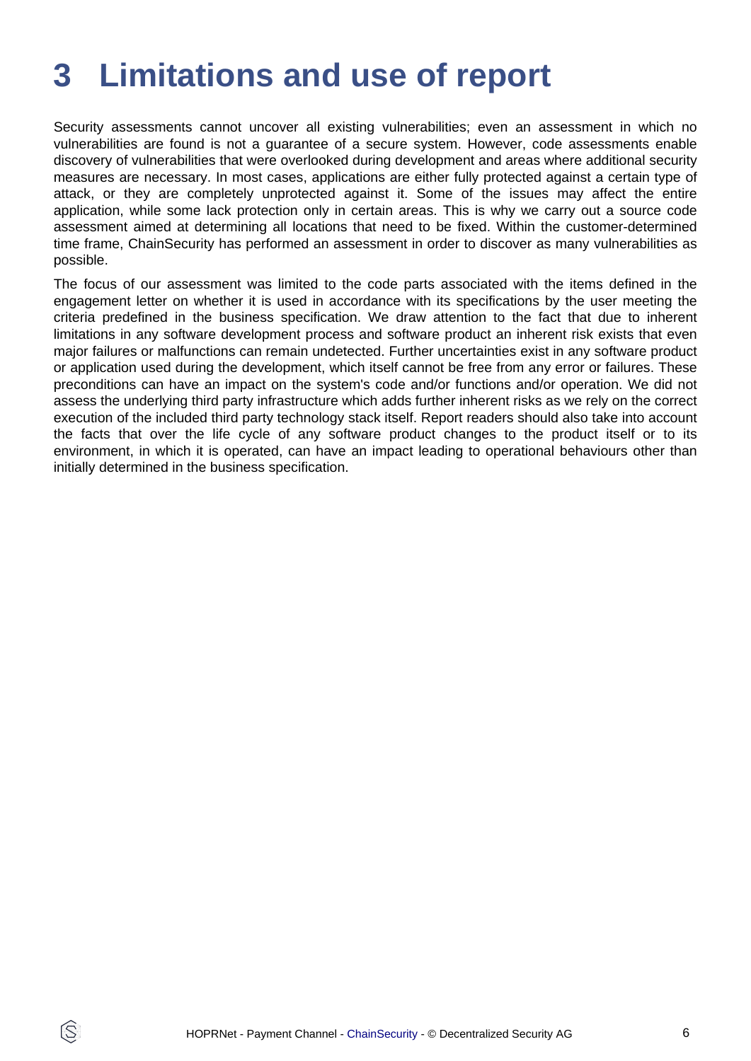# 3 Limitations and use of report

Security assessments cannot uncover all existing vulnerabilities; even an assessment in which no vulnerabilities are found is not a guarantee of a secure system. However, code assessments enable discovery of vulnerabilities that were overlooked during development and areas where additional security measures are necessary. In most cases, applications are either fully protected against a certain type of attack, or they are completely unprotected against it. Some of the issues may affect the entire application, while some lack protection only in certain areas. This is why we carry out a source code assessment aimed at determining all locations that need to be fixed. Within the customer-determined time frame, ChainSecurity has performed an assessment in order to discover as many vulnerabilities as possible.

The focus of our assessment was limited to the code parts associated with the items defined in the engagement letter on whether it is used in accordance with its specifications by the user meeting the criteria predefined in the business specification. We draw attention to the fact that due to inherent limitations in any software development process and software product an inherent risk exists that even major failures or malfunctions can remain undetected. Further uncertainties exist in any software product or application used during the development, which itself cannot be free from any error or failures. These preconditions can have an impact on the system's code and/or functions and/or operation. We did not assess the underlying third party infrastructure which adds further inherent risks as we rely on the correct execution of the included third party technology stack itself. Report readers should also take into account the facts that over the life cycle of any software product changes to the product itself or to its environment, in which it is operated, can have an impact leading to operational behaviours other than initially determined in the business specification.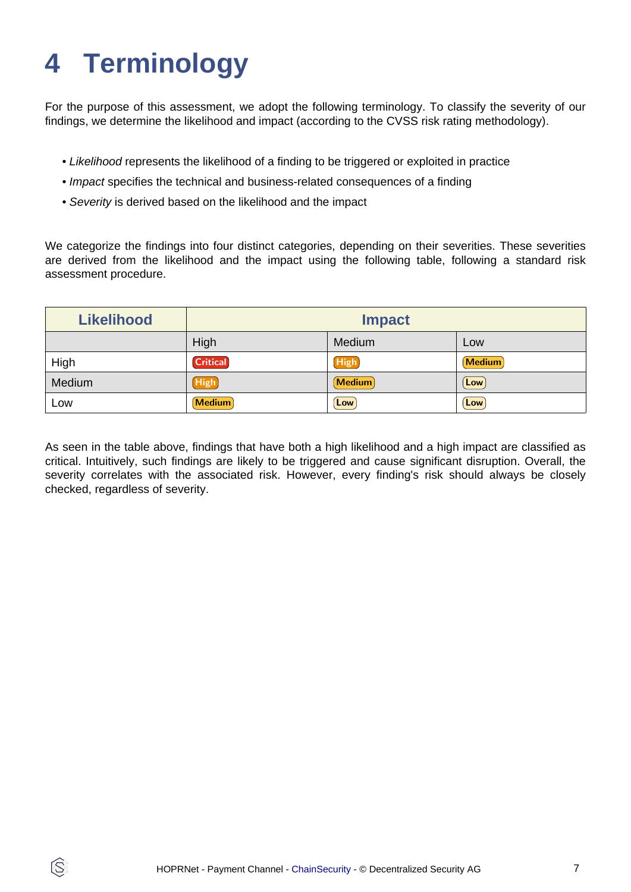# 4 Terminology

For the purpose of this assessment, we adopt the following terminology. To classify the severity of our findings, we determine the likelihood and impact (according to the CVSS risk rating methodology).

- *Likelihood* represents the likelihood of a finding to be triggered or exploited in practice
- *Impact* specifies the technical and business-related consequences of a finding
- *Severity* is derived based on the likelihood and the impact

We categorize the findings into four distinct categories, depending on their severities. These severities are derived from the likelihood and the impact using the following table, following a standard risk assessment procedure.

| Likelihood | Impact | | |
|---|---|---|---|
| | High | Medium | Low |
| High | Critical | High | Medium |
| Medium | High | Medium | Low |
| Low | Medium | Low | Low |

As seen in the table above, findings that have both a high likelihood and a high impact are classified as critical. Intuitively, such findings are likely to be triggered and cause significant disruption. Overall, the severity correlates with the associated risk. However, every finding's risk should always be closely checked, regardless of severity.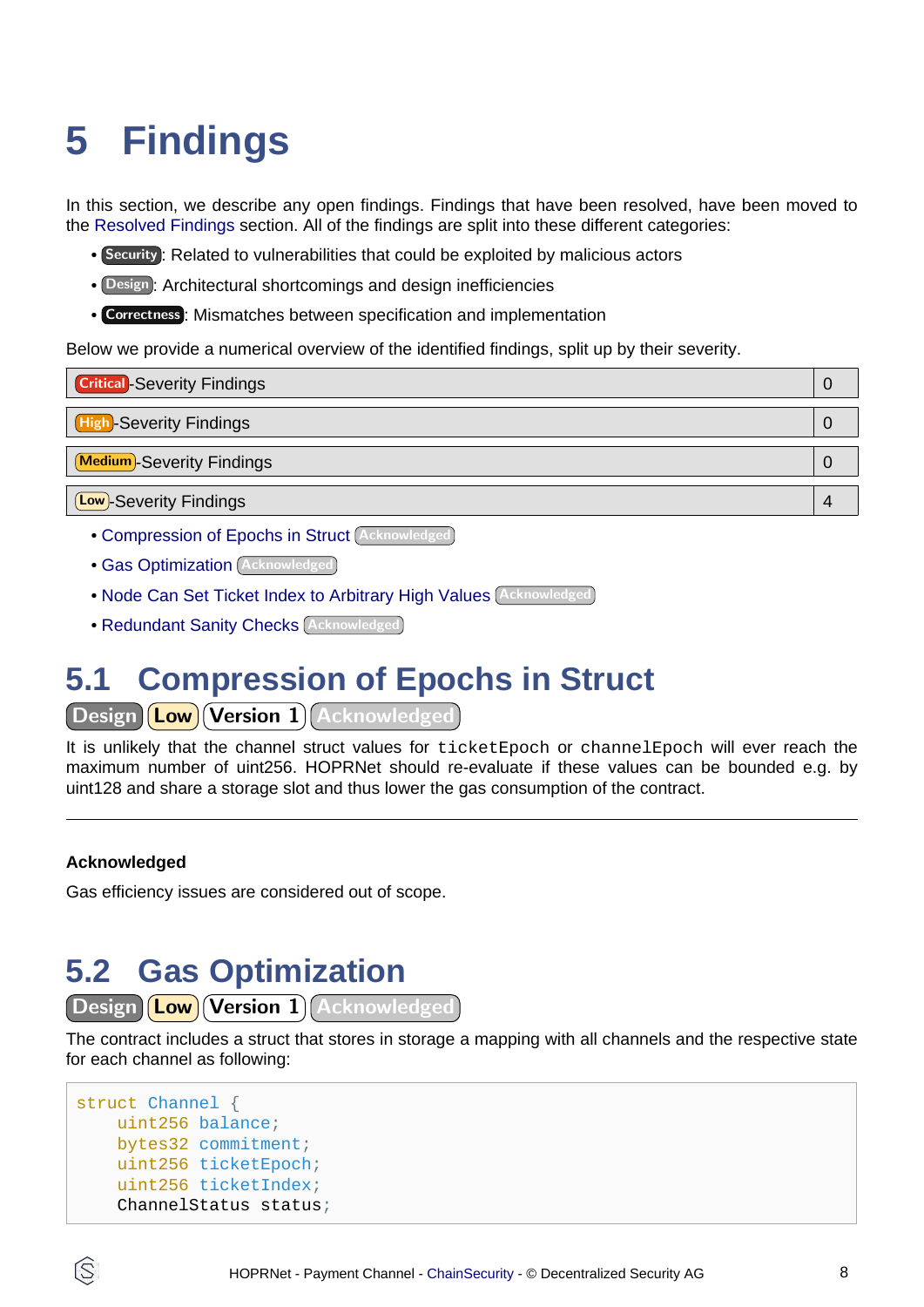# 5 Findings

In this section, we describe any open findings. Findings that have been resolved, have been moved to the Resolved Findings section. All of the findings are split into these different categories:

- Security: Related to vulnerabilities that could be exploited by malicious actors
- Design: Architectural shortcomings and design inefficiencies
- Correctness: Mismatches between specification and implementation

Below we provide a numerical overview of the identified findings, split up by their severity.

| Severity | Count |
|---|---|
| Critical-Severity Findings | 0 |
| High-Severity Findings | 0 |
| Medium-Severity Findings | 0 |
| Low-Severity Findings | 4 |

- Compression of Epochs in Struct Acknowledged
- Gas Optimization Acknowledged
- Node Can Set Ticket Index to Arbitrary High Values Acknowledged
- Redundant Sanity Checks Acknowledged

## 5.1 Compression of Epochs in Struct

Design Low Version 1 Acknowledged

It is unlikely that the channel struct values for `ticketEpoch` or `channelEpoch` will ever reach the maximum number of uint256. HOPRNet should re-evaluate if these values can be bounded e.g. by uint128 and share a storage slot and thus lower the gas consumption of the contract.

---

**Acknowledged**

Gas efficiency issues are considered out of scope.

## 5.2 Gas Optimization

Design Low Version 1 Acknowledged

The contract includes a struct that stores in storage a mapping with all channels and the respective state for each channel as following:

```
struct Channel {
    uint256 balance;
    bytes32 commitment;
    uint256 ticketEpoch;
    uint256 ticketIndex;
    ChannelStatus status;
```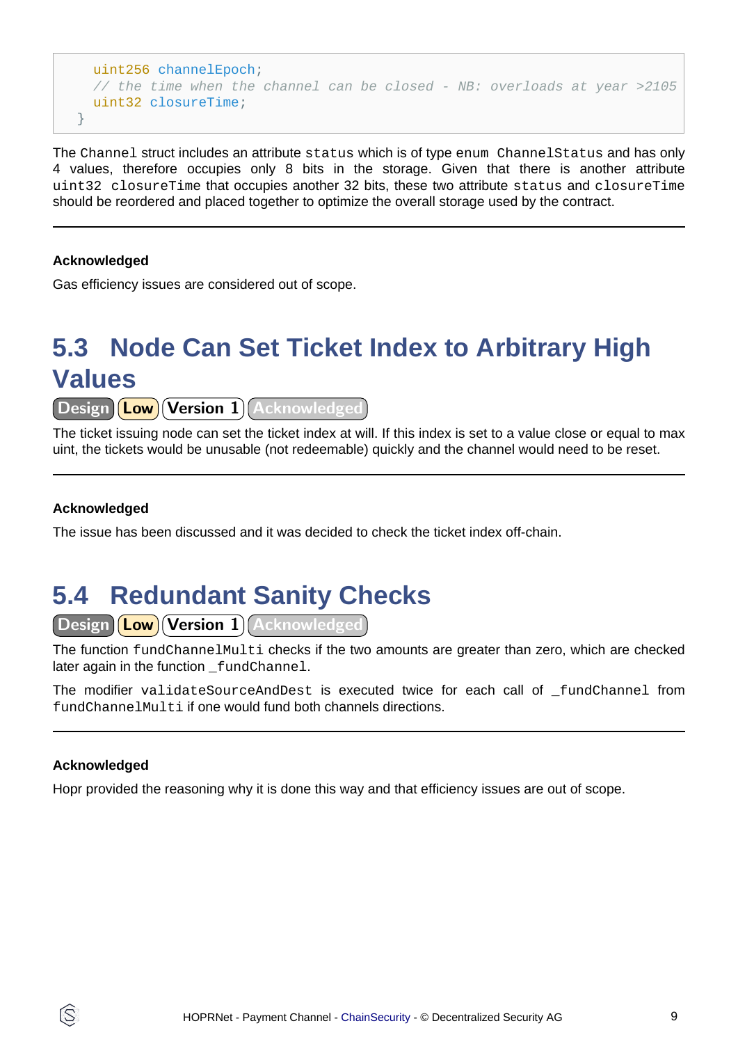```
    uint256 channelEpoch;
    // the time when the channel can be closed - NB: overloads at year >2105
    uint32 closureTime;
  }
```

The Channel struct includes an attribute status which is of type enum ChannelStatus and has only 4 values, therefore occupies only 8 bits in the storage. Given that there is another attribute uint32 closureTime that occupies another 32 bits, these two attribute status and closureTime should be reordered and placed together to optimize the overall storage used by the contract.

---

**Acknowledged**

Gas efficiency issues are considered out of scope.

## 5.3 Node Can Set Ticket Index to Arbitrary High Values

Design | Low | Version 1 | Acknowledged

The ticket issuing node can set the ticket index at will. If this index is set to a value close or equal to max uint, the tickets would be unusable (not redeemable) quickly and the channel would need to be reset.

---

**Acknowledged**

The issue has been discussed and it was decided to check the ticket index off-chain.

## 5.4 Redundant Sanity Checks

Design | Low | Version 1 | Acknowledged

The function fundChannelMulti checks if the two amounts are greater than zero, which are checked later again in the function _fundChannel.

The modifier validateSourceAndDest is executed twice for each call of _fundChannel from fundChannelMulti if one would fund both channels directions.

---

**Acknowledged**

Hopr provided the reasoning why it is done this way and that efficiency issues are out of scope.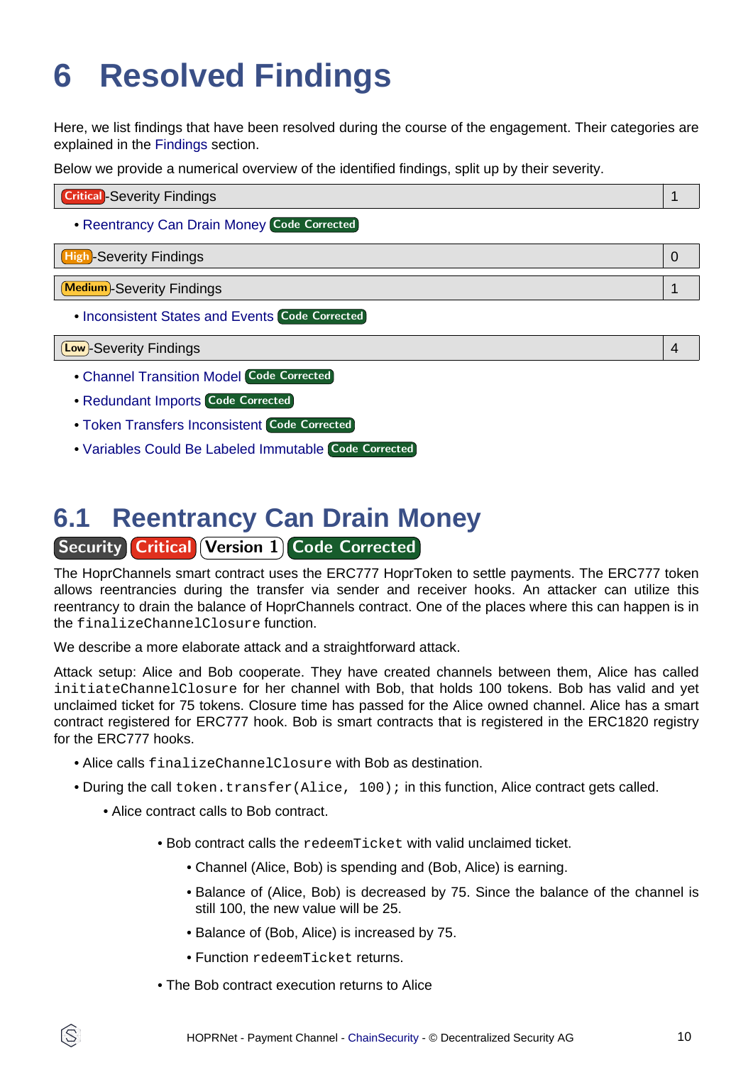# 6 Resolved Findings

Here, we list findings that have been resolved during the course of the engagement. Their categories are explained in the Findings section.

Below we provide a numerical overview of the identified findings, split up by their severity.

| Critical-Severity Findings | 1 |
|---|---|

- Reentrancy Can Drain Money Code Corrected

| High-Severity Findings | 0 |
|---|---|

| Medium-Severity Findings | 1 |
|---|---|

- Inconsistent States and Events Code Corrected

| Low-Severity Findings | 4 |
|---|---|

- Channel Transition Model Code Corrected
- Redundant Imports Code Corrected
- Token Transfers Inconsistent Code Corrected
- Variables Could Be Labeled Immutable Code Corrected

## 6.1 Reentrancy Can Drain Money

Security Critical Version 1 Code Corrected

The HoprChannels smart contract uses the ERC777 HoprToken to settle payments. The ERC777 token allows reentrancies during the transfer via sender and receiver hooks. An attacker can utilize this reentrancy to drain the balance of HoprChannels contract. One of the places where this can happen is in the `finalizeChannelClosure` function.

We describe a more elaborate attack and a straightforward attack.

Attack setup: Alice and Bob cooperate. They have created channels between them, Alice has called `initiateChannelClosure` for her channel with Bob, that holds 100 tokens. Bob has valid and yet unclaimed ticket for 75 tokens. Closure time has passed for the Alice owned channel. Alice has a smart contract registered for ERC777 hook. Bob is smart contracts that is registered in the ERC1820 registry for the ERC777 hooks.

- Alice calls `finalizeChannelClosure` with Bob as destination.
- During the call `token.transfer(Alice, 100);` in this function, Alice contract gets called.
  - Alice contract calls to Bob contract.
    - Bob contract calls the `redeemTicket` with valid unclaimed ticket.
      - Channel (Alice, Bob) is spending and (Bob, Alice) is earning.
      - Balance of (Alice, Bob) is decreased by 75. Since the balance of the channel is still 100, the new value will be 25.
      - Balance of (Bob, Alice) is increased by 75.
      - Function `redeemTicket` returns.
    - The Bob contract execution returns to Alice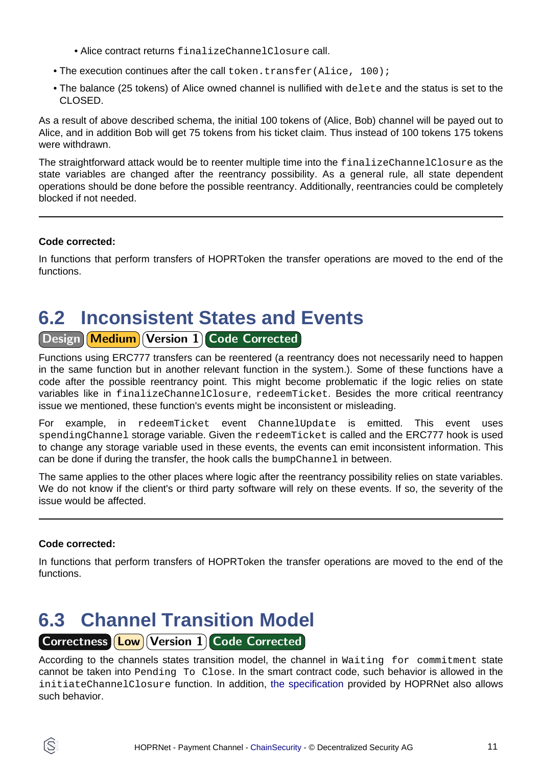- Alice contract returns `finalizeChannelClosure` call.
- The execution continues after the call `token.transfer(Alice, 100);`
- The balance (25 tokens) of Alice owned channel is nullified with `delete` and the status is set to the CLOSED.

As a result of above described schema, the initial 100 tokens of (Alice, Bob) channel will be payed out to Alice, and in addition Bob will get 75 tokens from his ticket claim. Thus instead of 100 tokens 175 tokens were withdrawn.

The straightforward attack would be to reenter multiple time into the `finalizeChannelClosure` as the state variables are changed after the reentrancy possibility. As a general rule, all state dependent operations should be done before the possible reentrancy. Additionally, reentrancies could be completely blocked if not needed.

---

**Code corrected:**

In functions that perform transfers of HOPRToken the transfer operations are moved to the end of the functions.

## 6.2 Inconsistent States and Events

Design | Medium | Version 1 | Code Corrected

Functions using ERC777 transfers can be reentered (a reentrancy does not necessarily need to happen in the same function but in another relevant function in the system.). Some of these functions have a code after the possible reentrancy point. This might become problematic if the logic relies on state variables like in `finalizeChannelClosure`, `redeemTicket`. Besides the more critical reentrancy issue we mentioned, these function's events might be inconsistent or misleading.

For example, in `redeemTicket` event `ChannelUpdate` is emitted. This event uses `spendingChannel` storage variable. Given the `redeemTicket` is called and the ERC777 hook is used to change any storage variable used in these events, the events can emit inconsistent information. This can be done if during the transfer, the hook calls the `bumpChannel` in between.

The same applies to the other places where logic after the reentrancy possibility relies on state variables. We do not know if the client's or third party software will rely on these events. If so, the severity of the issue would be affected.

---

**Code corrected:**

In functions that perform transfers of HOPRToken the transfer operations are moved to the end of the functions.

## 6.3 Channel Transition Model

Correctness | Low | Version 1 | Code Corrected

According to the channels states transition model, the channel in `Waiting for commitment` state cannot be taken into `Pending To Close`. In the smart contract code, such behavior is allowed in the `initiateChannelClosure` function. In addition, the specification provided by HOPRNet also allows such behavior.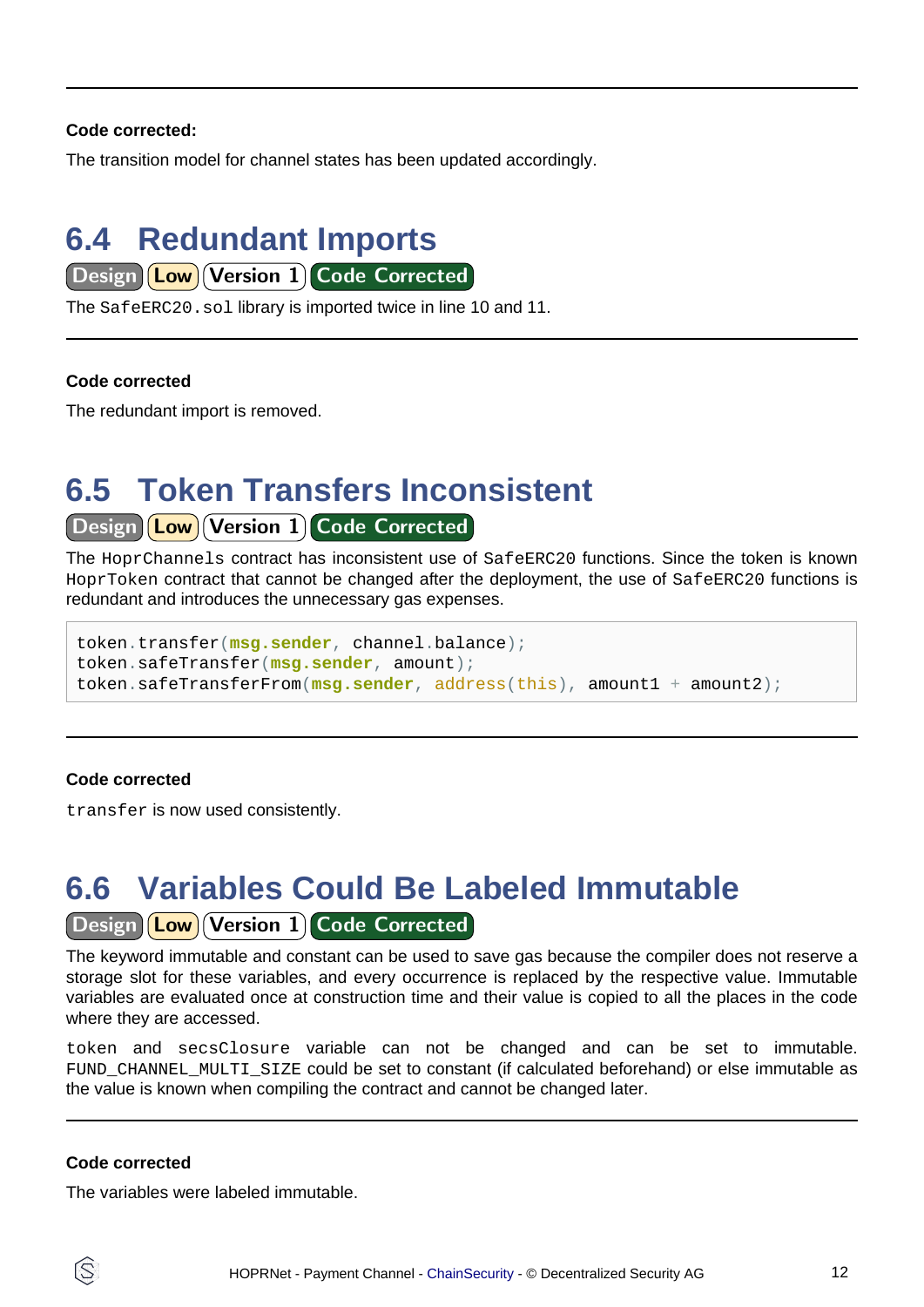---

**Code corrected:**

The transition model for channel states has been updated accordingly.

## 6.4 Redundant Imports

Design | Low | Version 1 | Code Corrected

The `SafeERC20.sol` library is imported twice in line 10 and 11.

---

**Code corrected**

The redundant import is removed.

## 6.5 Token Transfers Inconsistent

Design | Low | Version 1 | Code Corrected

The `HoprChannels` contract has inconsistent use of `SafeERC20` functions. Since the token is known `HoprToken` contract that cannot be changed after the deployment, the use of `SafeERC20` functions is redundant and introduces the unnecessary gas expenses.

```
token.transfer(msg.sender, channel.balance);
token.safeTransfer(msg.sender, amount);
token.safeTransferFrom(msg.sender, address(this), amount1 + amount2);
```

---

**Code corrected**

`transfer` is now used consistently.

## 6.6 Variables Could Be Labeled Immutable

Design | Low | Version 1 | Code Corrected

The keyword immutable and constant can be used to save gas because the compiler does not reserve a storage slot for these variables, and every occurrence is replaced by the respective value. Immutable variables are evaluated once at construction time and their value is copied to all the places in the code where they are accessed.

`token` and `secsClosure` variable can not be changed and can be set to immutable. `FUND_CHANNEL_MULTI_SIZE` could be set to constant (if calculated beforehand) or else immutable as the value is known when compiling the contract and cannot be changed later.

---

**Code corrected**

The variables were labeled immutable.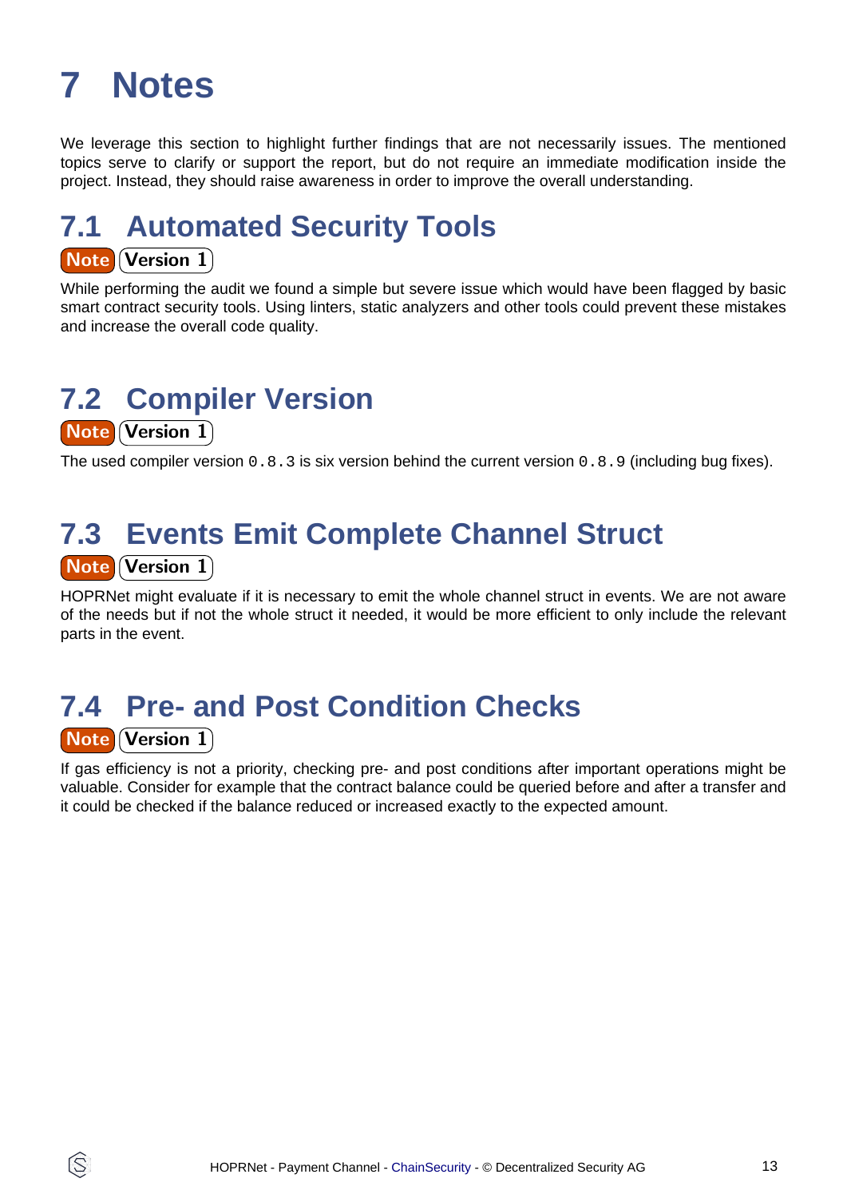# 7 Notes

We leverage this section to highlight further findings that are not necessarily issues. The mentioned topics serve to clarify or support the report, but do not require an immediate modification inside the project. Instead, they should raise awareness in order to improve the overall understanding.

## 7.1 Automated Security Tools

Note Version 1

While performing the audit we found a simple but severe issue which would have been flagged by basic smart contract security tools. Using linters, static analyzers and other tools could prevent these mistakes and increase the overall code quality.

## 7.2 Compiler Version

Note Version 1

The used compiler version `0.8.3` is six version behind the current version `0.8.9` (including bug fixes).

## 7.3 Events Emit Complete Channel Struct

Note Version 1

HOPRNet might evaluate if it is necessary to emit the whole channel struct in events. We are not aware of the needs but if not the whole struct it needed, it would be more efficient to only include the relevant parts in the event.

## 7.4 Pre- and Post Condition Checks

Note Version 1

If gas efficiency is not a priority, checking pre- and post conditions after important operations might be valuable. Consider for example that the contract balance could be queried before and after a transfer and it could be checked if the balance reduced or increased exactly to the expected amount.